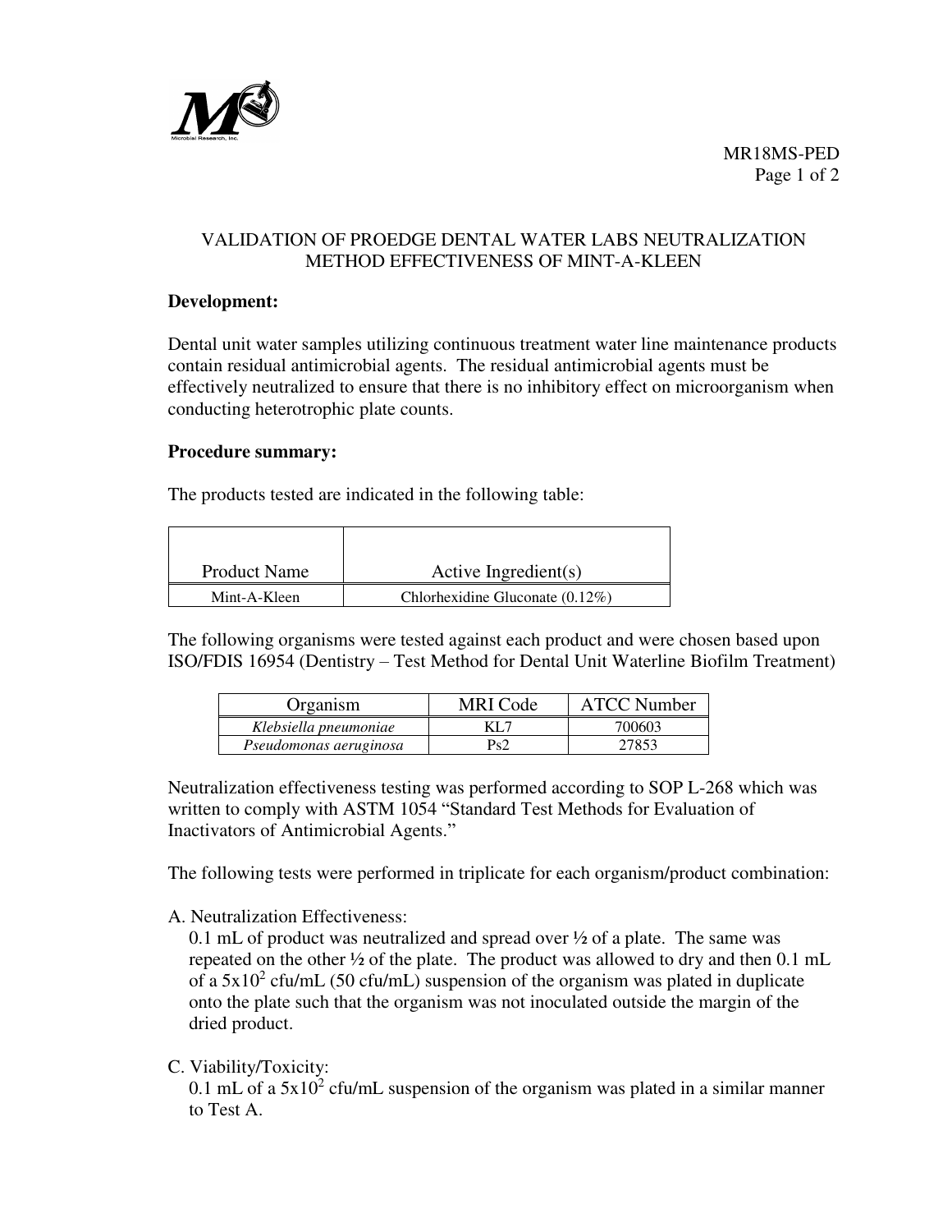MR18MS-PED

# VALIDATION OF PROEDGE DENTAL WATER LABS NEUTRALIZATION METHOD EFFECTIVENESS OF MINT-A-KLEEN

**Development:**

Dental unit water samples utilizing continuous treatment water line maintenance products contain residual antimicrobial agents. The residual antimicrobial agents must be effectively neutralized to ensure that there is no inhibitory effect on microorganism when conducting heterotrophic plate counts.

**Procedure summary:**

The products tested are indicated in the following table:

| Product Name | Active Ingredient(s) |
| --- | --- |
| Mint-A-Kleen | Chlorhexidine Gluconate (0.12%) |

The following organisms were tested against each product and were chosen based upon ISO/FDIS 16954 (Dentistry – Test Method for Dental Unit Waterline Biofilm Treatment)

| Organism | MRI Code | ATCC Number |
| --- | --- | --- |
| *Klebsiella pneumoniae* | KL7 | 700603 |
| *Pseudomonas aeruginosa* | Ps2 | 27853 |

Neutralization effectiveness testing was performed according to SOP L-268 which was written to comply with ASTM 1054 "Standard Test Methods for Evaluation of Inactivators of Antimicrobial Agents."

The following tests were performed in triplicate for each organism/product combination:

A. Neutralization Effectiveness:
0.1 mL of product was neutralized and spread over ½ of a plate. The same was repeated on the other ½ of the plate. The product was allowed to dry and then 0.1 mL of a $5x10^2$ cfu/mL (50 cfu/mL) suspension of the organism was plated in duplicate onto the plate such that the organism was not inoculated outside the margin of the dried product.

C. Viability/Toxicity:
0.1 mL of a $5x10^2$ cfu/mL suspension of the organism was plated in a similar manner to Test A.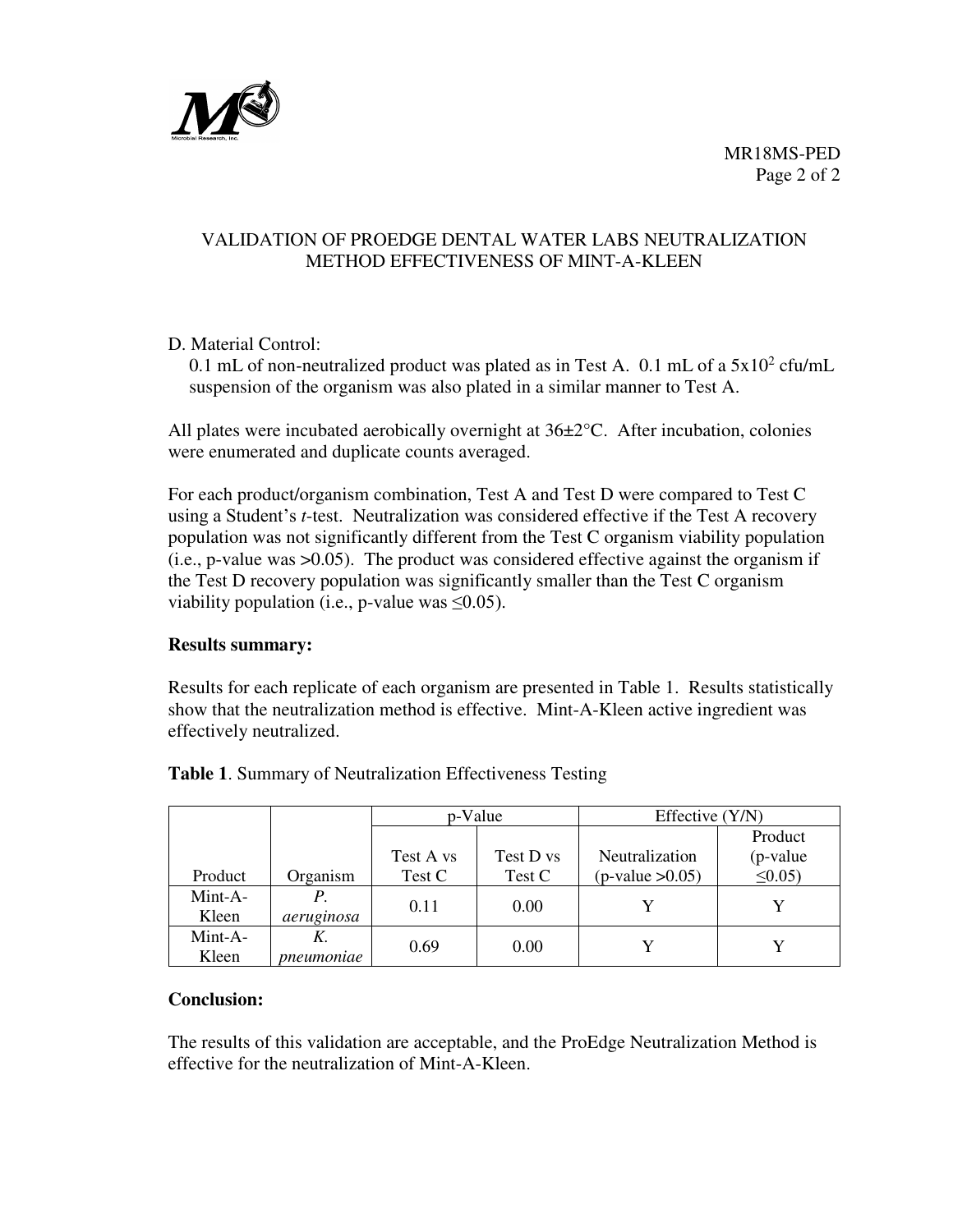## VALIDATION OF PROEDGE DENTAL WATER LABS NEUTRALIZATION METHOD EFFECTIVENESS OF MINT-A-KLEEN

D. Material Control:
0.1 mL of non-neutralized product was plated as in Test A. 0.1 mL of a $5 \times 10^2$ cfu/mL suspension of the organism was also plated in a similar manner to Test A.

All plates were incubated aerobically overnight at 36±2°C. After incubation, colonies were enumerated and duplicate counts averaged.

For each product/organism combination, Test A and Test D were compared to Test C using a Student's *t*-test. Neutralization was considered effective if the Test A recovery population was not significantly different from the Test C organism viability population (i.e., p-value was >0.05). The product was considered effective against the organism if the Test D recovery population was significantly smaller than the Test C organism viability population (i.e., p-value was ≤0.05).

**Results summary:**

Results for each replicate of each organism are presented in Table 1. Results statistically show that the neutralization method is effective. Mint-A-Kleen active ingredient was effectively neutralized.

**Table 1**. Summary of Neutralization Effectiveness Testing

| | | p-Value | | Effective (Y/N) | |
|---|---|---|---|---|---|
| Product | Organism | Test A vs Test C | Test D vs Test C | Neutralization (p-value >0.05) | Product (p-value ≤0.05) |
| Mint-A-Kleen | *P. aeruginosa* | 0.11 | 0.00 | Y | Y |
| Mint-A-Kleen | *K. pneumoniae* | 0.69 | 0.00 | Y | Y |

**Conclusion:**

The results of this validation are acceptable, and the ProEdge Neutralization Method is effective for the neutralization of Mint-A-Kleen.